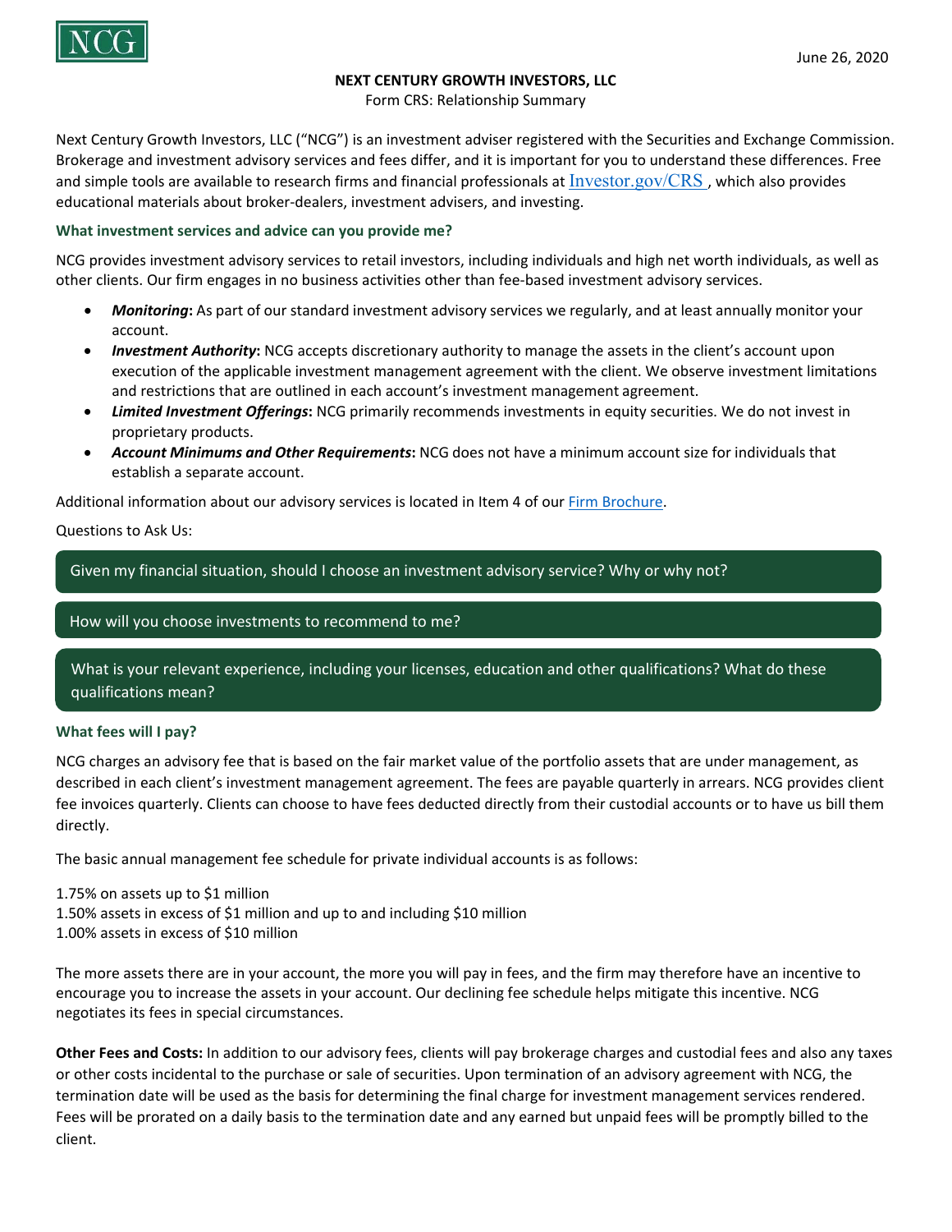June 26, 2020

# NEXT CENTURY GROWTH INVESTORS, LLC

Form CRS: Relationship Summary

Next Century Growth Investors, LLC ("NCG") is an investment adviser registered with the Securities and Exchange Commission. Brokerage and investment advisory services and fees differ, and it is important for you to understand these differences. Free and simple tools are available to research firms and financial professionals at [Investor.gov/CRS](Investor.gov/CRS), which also provides educational materials about broker-dealers, investment advisers, and investing.

## What investment services and advice can you provide me?

NCG provides investment advisory services to retail investors, including individuals and high net worth individuals, as well as other clients. Our firm engages in no business activities other than fee-based investment advisory services.

- ***Monitoring*****:** As part of our standard investment advisory services we regularly, and at least annually monitor your account.
- ***Investment Authority*****:** NCG accepts discretionary authority to manage the assets in the client's account upon execution of the applicable investment management agreement with the client. We observe investment limitations and restrictions that are outlined in each account's investment management agreement.
- ***Limited Investment Offerings*****:** NCG primarily recommends investments in equity securities. We do not invest in proprietary products.
- ***Account Minimums and Other Requirements*****:** NCG does not have a minimum account size for individuals that establish a separate account.

Additional information about our advisory services is located in Item 4 of our [Firm Brochure]().

Questions to Ask Us:

> Given my financial situation, should I choose an investment advisory service? Why or why not?

> How will you choose investments to recommend to me?

> What is your relevant experience, including your licenses, education and other qualifications? What do these qualifications mean?

## What fees will I pay?

NCG charges an advisory fee that is based on the fair market value of the portfolio assets that are under management, as described in each client's investment management agreement. The fees are payable quarterly in arrears. NCG provides client fee invoices quarterly. Clients can choose to have fees deducted directly from their custodial accounts or to have us bill them directly.

The basic annual management fee schedule for private individual accounts is as follows:

1.75% on assets up to $1 million
1.50% assets in excess of $1 million and up to and including $10 million
1.00% assets in excess of $10 million

The more assets there are in your account, the more you will pay in fees, and the firm may therefore have an incentive to encourage you to increase the assets in your account. Our declining fee schedule helps mitigate this incentive. NCG negotiates its fees in special circumstances.

**Other Fees and Costs:** In addition to our advisory fees, clients will pay brokerage charges and custodial fees and also any taxes or other costs incidental to the purchase or sale of securities. Upon termination of an advisory agreement with NCG, the termination date will be used as the basis for determining the final charge for investment management services rendered. Fees will be prorated on a daily basis to the termination date and any earned but unpaid fees will be promptly billed to the client.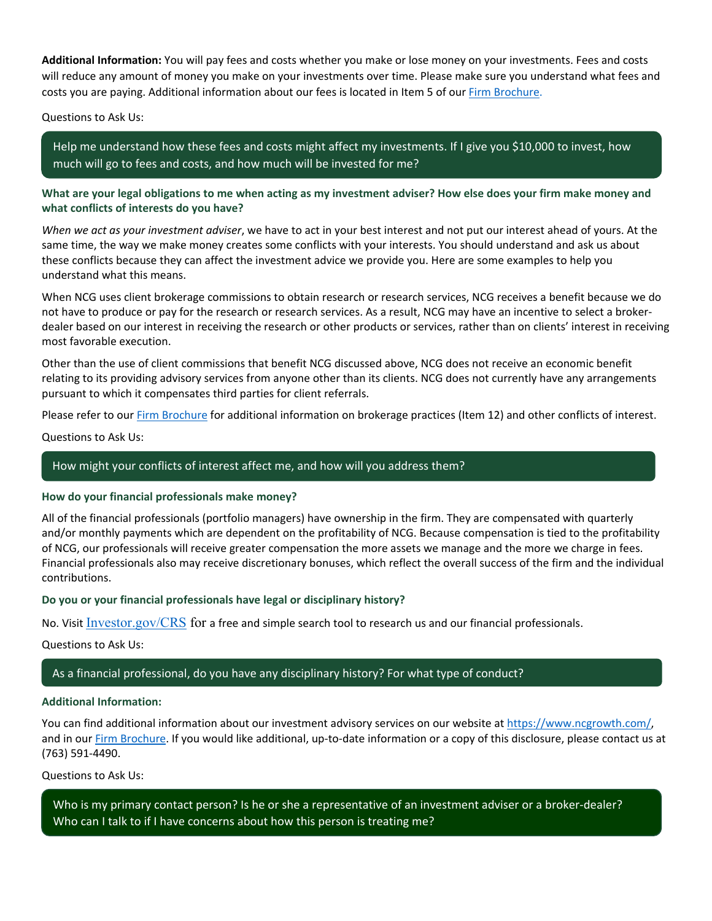**Additional Information:** You will pay fees and costs whether you make or lose money on your investments. Fees and costs will reduce any amount of money you make on your investments over time. Please make sure you understand what fees and costs you are paying. Additional information about our fees is located in Item 5 of our Firm Brochure.

Questions to Ask Us:

> Help me understand how these fees and costs might affect my investments. If I give you $10,000 to invest, how much will go to fees and costs, and how much will be invested for me?

### What are your legal obligations to me when acting as my investment adviser? How else does your firm make money and what conflicts of interests do you have?

*When we act as your investment adviser*, we have to act in your best interest and not put our interest ahead of yours. At the same time, the way we make money creates some conflicts with your interests. You should understand and ask us about these conflicts because they can affect the investment advice we provide you. Here are some examples to help you understand what this means.

When NCG uses client brokerage commissions to obtain research or research services, NCG receives a benefit because we do not have to produce or pay for the research or research services. As a result, NCG may have an incentive to select a broker-dealer based on our interest in receiving the research or other products or services, rather than on clients' interest in receiving most favorable execution.

Other than the use of client commissions that benefit NCG discussed above, NCG does not receive an economic benefit relating to its providing advisory services from anyone other than its clients. NCG does not currently have any arrangements pursuant to which it compensates third parties for client referrals.

Please refer to our Firm Brochure for additional information on brokerage practices (Item 12) and other conflicts of interest.

Questions to Ask Us:

> How might your conflicts of interest affect me, and how will you address them?

### How do your financial professionals make money?

All of the financial professionals (portfolio managers) have ownership in the firm. They are compensated with quarterly and/or monthly payments which are dependent on the profitability of NCG. Because compensation is tied to the profitability of NCG, our professionals will receive greater compensation the more assets we manage and the more we charge in fees. Financial professionals also may receive discretionary bonuses, which reflect the overall success of the firm and the individual contributions.

### Do you or your financial professionals have legal or disciplinary history?

No. Visit Investor.gov/CRS for a free and simple search tool to research us and our financial professionals.

Questions to Ask Us:

> As a financial professional, do you have any disciplinary history? For what type of conduct?

### Additional Information:

You can find additional information about our investment advisory services on our website at https://www.ncgrowth.com/, and in our Firm Brochure. If you would like additional, up-to-date information or a copy of this disclosure, please contact us at (763) 591-4490.

Questions to Ask Us:

> Who is my primary contact person? Is he or she a representative of an investment adviser or a broker-dealer? Who can I talk to if I have concerns about how this person is treating me?